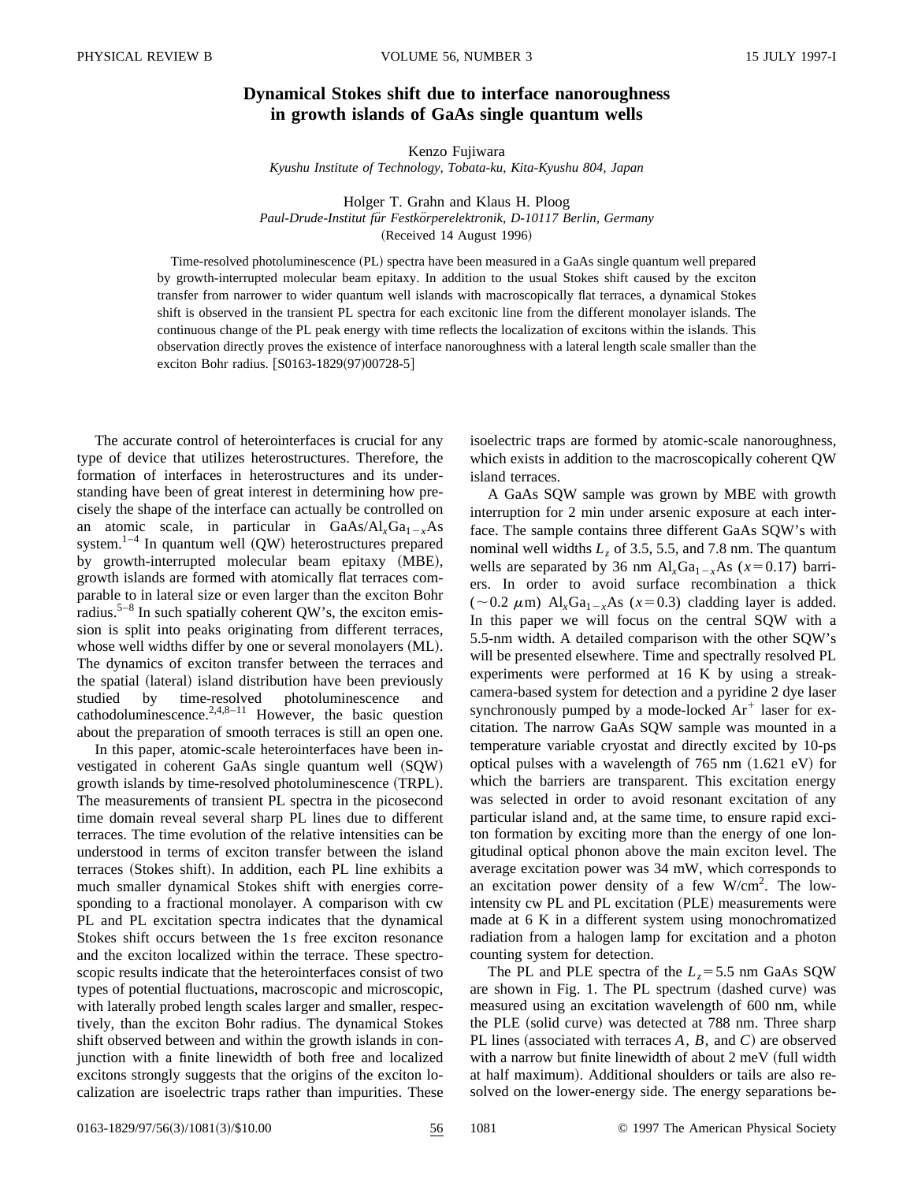# Dynamical Stokes shift due to interface nanoroughness in growth islands of GaAs single quantum wells

Kenzo Fujiwara

*Kyushu Institute of Technology, Tobata-ku, Kita-Kyushu 804, Japan*

Holger T. Grahn and Klaus H. Ploog

*Paul-Drude-Institut für Festkörperelektronik, D-10117 Berlin, Germany*

(Received 14 August 1996)

Time-resolved photoluminescence (PL) spectra have been measured in a GaAs single quantum well prepared by growth-interrupted molecular beam epitaxy. In addition to the usual Stokes shift caused by the exciton transfer from narrower to wider quantum well islands with macroscopically flat terraces, a dynamical Stokes shift is observed in the transient PL spectra for each excitonic line from the different monolayer islands. The continuous change of the PL peak energy with time reflects the localization of excitons within the islands. This observation directly proves the existence of interface nanoroughness with a lateral length scale smaller than the exciton Bohr radius. [S0163-1829(97)00728-5]

The accurate control of heterointerfaces is crucial for any type of device that utilizes heterostructures. Therefore, the formation of interfaces in heterostructures and its understanding have been of great interest in determining how precisely the shape of the interface can actually be controlled on an atomic scale, in particular in GaAs/$Al_xGa_{1-x}As$ system.[1–4] In quantum well (QW) heterostructures prepared by growth-interrupted molecular beam epitaxy (MBE), growth islands are formed with atomically flat terraces comparable to in lateral size or even larger than the exciton Bohr radius.[5–8] In such spatially coherent QW's, the exciton emission is split into peaks originating from different terraces, whose well widths differ by one or several monolayers (ML). The dynamics of exciton transfer between the terraces and the spatial (lateral) island distribution have been previously studied by time-resolved photoluminescence and cathodoluminescence.[2,4,8–11] However, the basic question about the preparation of smooth terraces is still an open one.

In this paper, atomic-scale heterointerfaces have been investigated in coherent GaAs single quantum well (SQW) growth islands by time-resolved photoluminescence (TRPL). The measurements of transient PL spectra in the picosecond time domain reveal several sharp PL lines due to different terraces. The time evolution of the relative intensities can be understood in terms of exciton transfer between the island terraces (Stokes shift). In addition, each PL line exhibits a much smaller dynamical Stokes shift with energies corresponding to a fractional monolayer. A comparison with cw PL and PL excitation spectra indicates that the dynamical Stokes shift occurs between the 1*s* free exciton resonance and the exciton localized within the terrace. These spectroscopic results indicate that the heterointerfaces consist of two types of potential fluctuations, macroscopic and microscopic, with laterally probed length scales larger and smaller, respectively, than the exciton Bohr radius. The dynamical Stokes shift observed between and within the growth islands in conjunction with a finite linewidth of both free and localized excitons strongly suggests that the origins of the exciton localization are isoelectric traps rather than impurities. These isoelectric traps are formed by atomic-scale nanoroughness, which exists in addition to the macroscopically coherent QW island terraces.

A GaAs SQW sample was grown by MBE with growth interruption for 2 min under arsenic exposure at each interface. The sample contains three different GaAs SQW's with nominal well widths $L_z$ of 3.5, 5.5, and 7.8 nm. The quantum wells are separated by 36 nm $Al_xGa_{1-x}As$ ($x=0.17$) barriers. In order to avoid surface recombination a thick ($\sim 0.2$ $\mu$m) $Al_xGa_{1-x}As$ ($x=0.3$) cladding layer is added. In this paper we will focus on the central SQW with a 5.5-nm width. A detailed comparison with the other SQW's will be presented elsewhere. Time and spectrally resolved PL experiments were performed at 16 K by using a streak-camera-based system for detection and a pyridine 2 dye laser synchronously pumped by a mode-locked $Ar^+$ laser for excitation. The narrow GaAs SQW sample was mounted in a temperature variable cryostat and directly excited by 10-ps optical pulses with a wavelength of 765 nm (1.621 eV) for which the barriers are transparent. This excitation energy was selected in order to avoid resonant excitation of any particular island and, at the same time, to ensure rapid exciton formation by exciting more than the energy of one longitudinal optical phonon above the main exciton level. The average excitation power was 34 mW, which corresponds to an excitation power density of a few W/cm$^2$. The low-intensity cw PL and PL excitation (PLE) measurements were made at 6 K in a different system using monochromatized radiation from a halogen lamp for excitation and a photon counting system for detection.

The PL and PLE spectra of the $L_z=5.5$ nm GaAs SQW are shown in Fig. 1. The PL spectrum (dashed curve) was measured using an excitation wavelength of 600 nm, while the PLE (solid curve) was detected at 788 nm. Three sharp PL lines (associated with terraces *A*, *B*, and *C*) are observed with a narrow but finite linewidth of about 2 meV (full width at half maximum). Additional shoulders or tails are also resolved on the lower-energy side. The energy separations be-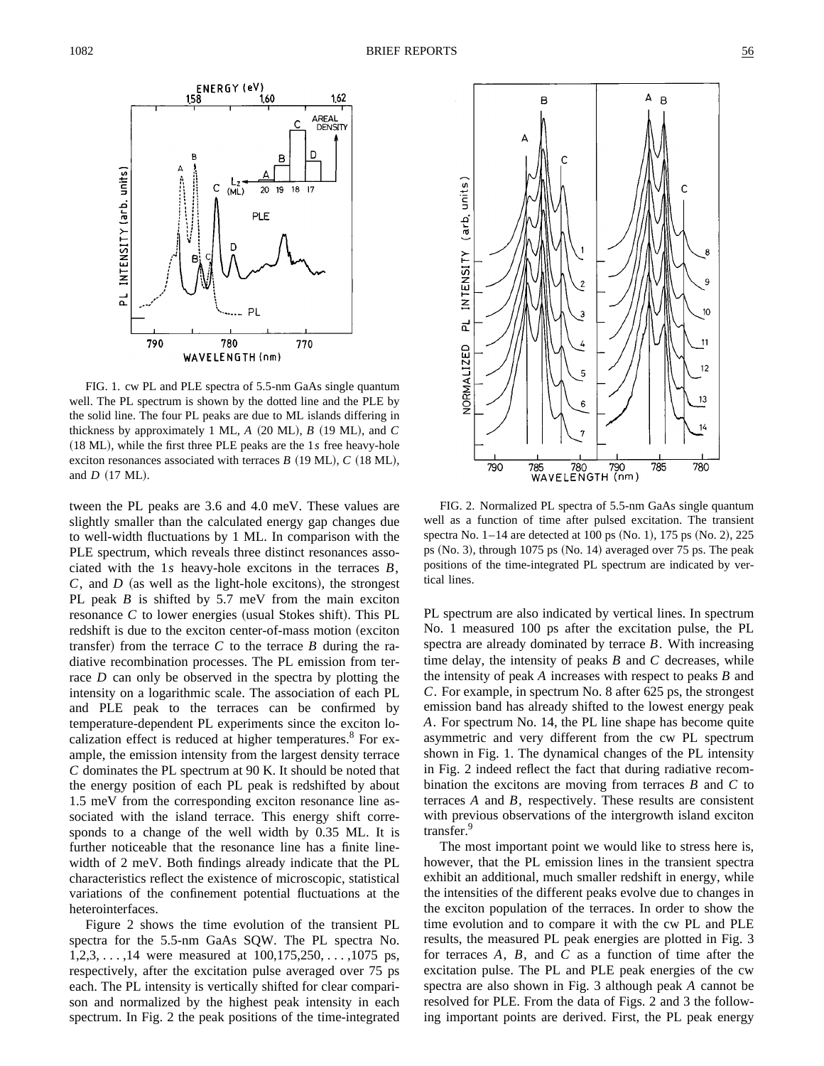FIG. 1. cw PL and PLE spectra of 5.5-nm GaAs single quantum well. The PL spectrum is shown by the dotted line and the PLE by the solid line. The four PL peaks are due to ML islands differing in thickness by approximately 1 ML, *A* (20 ML), *B* (19 ML), and *C* (18 ML), while the first three PLE peaks are the 1*s* free heavy-hole exciton resonances associated with terraces *B* (19 ML), *C* (18 ML), and *D* (17 ML).

tween the PL peaks are 3.6 and 4.0 meV. These values are slightly smaller than the calculated energy gap changes due to well-width fluctuations by 1 ML. In comparison with the PLE spectrum, which reveals three distinct resonances associated with the 1*s* heavy-hole excitons in the terraces *B*, *C*, and *D* (as well as the light-hole excitons), the strongest PL peak *B* is shifted by 5.7 meV from the main exciton resonance *C* to lower energies (usual Stokes shift). This PL redshift is due to the exciton center-of-mass motion (exciton transfer) from the terrace *C* to the terrace *B* during the radiative recombination processes. The PL emission from terrace *D* can only be observed in the spectra by plotting the intensity on a logarithmic scale. The association of each PL and PLE peak to the terraces can be confirmed by temperature-dependent PL experiments since the exciton localization effect is reduced at higher temperatures.[8] For example, the emission intensity from the largest density terrace *C* dominates the PL spectrum at 90 K. It should be noted that the energy position of each PL peak is redshifted by about 1.5 meV from the corresponding exciton resonance line associated with the island terrace. This energy shift corresponds to a change of the well width by 0.35 ML. It is further noticeable that the resonance line has a finite linewidth of 2 meV. Both findings already indicate that the PL characteristics reflect the existence of microscopic, statistical variations of the confinement potential fluctuations at the heterointerfaces.

Figure 2 shows the time evolution of the transient PL spectra for the 5.5-nm GaAs SQW. The PL spectra No. 1,2,3, . . . ,14 were measured at 100,175,250, . . . ,1075 ps, respectively, after the excitation pulse averaged over 75 ps each. The PL intensity is vertically shifted for clear comparison and normalized by the highest peak intensity in each spectrum. In Fig. 2 the peak positions of the time-integrated PL spectrum are also indicated by vertical lines. In spectrum No. 1 measured 100 ps after the excitation pulse, the PL spectra are already dominated by terrace *B*. With increasing time delay, the intensity of peaks *B* and *C* decreases, while the intensity of peak *A* increases with respect to peaks *B* and *C*. For example, in spectrum No. 8 after 625 ps, the strongest emission band has already shifted to the lowest energy peak *A*. For spectrum No. 14, the PL line shape has become quite asymmetric and very different from the cw PL spectrum shown in Fig. 1. The dynamical changes of the PL intensity in Fig. 2 indeed reflect the fact that during radiative recombination the excitons are moving from terraces *B* and *C* to terraces *A* and *B*, respectively. These results are consistent with previous observations of the intergrowth island exciton transfer.[9]

FIG. 2. Normalized PL spectra of 5.5-nm GaAs single quantum well as a function of time after pulsed excitation. The transient spectra No. 1–14 are detected at 100 ps (No. 1), 175 ps (No. 2), 225 ps (No. 3), through 1075 ps (No. 14) averaged over 75 ps. The peak positions of the time-integrated PL spectrum are indicated by vertical lines.

The most important point we would like to stress here is, however, that the PL emission lines in the transient spectra exhibit an additional, much smaller redshift in energy, while the intensities of the different peaks evolve due to changes in the exciton population of the terraces. In order to show the time evolution and to compare it with the cw PL and PLE results, the measured PL peak energies are plotted in Fig. 3 for terraces *A*, *B*, and *C* as a function of time after the excitation pulse. The PL and PLE peak energies of the cw spectra are also shown in Fig. 3 although peak *A* cannot be resolved for PLE. From the data of Figs. 2 and 3 the following important points are derived. First, the PL peak energy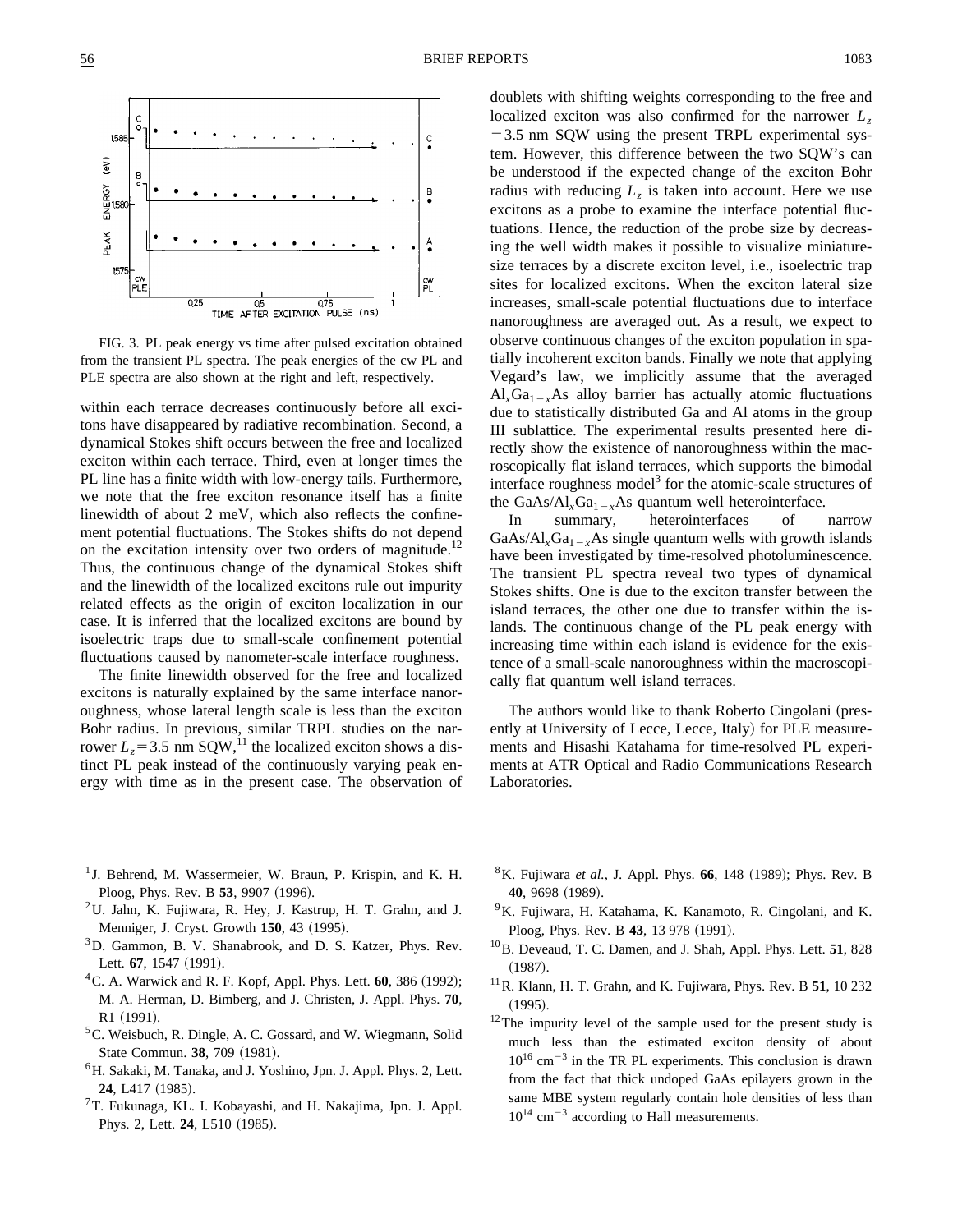C
B
A
C
B
A
1.585
1.580
1.575
PEAK ENERGY (eV)
cw PLE
cw PL
0.25
0.5
0.75
1
TIME AFTER EXCITATION PULSE (ns)

FIG. 3. PL peak energy vs time after pulsed excitation obtained from the transient PL spectra. The peak energies of the cw PL and PLE spectra are also shown at the right and left, respectively.

within each terrace decreases continuously before all excitons have disappeared by radiative recombination. Second, a dynamical Stokes shift occurs between the free and localized exciton within each terrace. Third, even at longer times the PL line has a finite width with low-energy tails. Furthermore, we note that the free exciton resonance itself has a finite linewidth of about 2 meV, which also reflects the confinement potential fluctuations. The Stokes shifts do not depend on the excitation intensity over two orders of magnitude.[12] Thus, the continuous change of the dynamical Stokes shift and the linewidth of the localized excitons rule out impurity related effects as the origin of exciton localization in our case. It is inferred that the localized excitons are bound by isoelectric traps due to small-scale confinement potential fluctuations caused by nanometer-scale interface roughness.

The finite linewidth observed for the free and localized excitons is naturally explained by the same interface nanoroughness, whose lateral length scale is less than the exciton Bohr radius. In previous, similar TRPL studies on the narrower $L_z = 3.5$ nm SQW,[11] the localized exciton shows a distinct PL peak instead of the continuously varying peak energy with time as in the present case. The observation of doublets with shifting weights corresponding to the free and localized exciton was also confirmed for the narrower $L_z = 3.5$ nm SQW using the present TRPL experimental system. However, this difference between the two SQW's can be understood if the expected change of the exciton Bohr radius with reducing $L_z$ is taken into account. Here we use excitons as a probe to examine the interface potential fluctuations. Hence, the reduction of the probe size by decreasing the well width makes it possible to visualize miniature-size terraces by a discrete exciton level, i.e., isoelectric trap sites for localized excitons. When the exciton lateral size increases, small-scale potential fluctuations due to interface nanoroughness are averaged out. As a result, we expect to observe continuous changes of the exciton population in spatially incoherent exciton bands. Finally we note that applying Vegard's law, we implicitly assume that the averaged $Al_xGa_{1-x}As$ alloy barrier has actually atomic fluctuations due to statistically distributed Ga and Al atoms in the group III sublattice. The experimental results presented here directly show the existence of nanoroughness within the macroscopically flat island terraces, which supports the bimodal interface roughness model[3] for the atomic-scale structures of the $GaAs/Al_xGa_{1-x}As$ quantum well heterointerface.

In summary, heterointerfaces of narrow $GaAs/Al_xGa_{1-x}As$ single quantum wells with growth islands have been investigated by time-resolved photoluminescence. The transient PL spectra reveal two types of dynamical Stokes shifts. One is due to the exciton transfer between the island terraces, the other one due to transfer within the islands. The continuous change of the PL peak energy with increasing time within each island is evidence for the existence of a small-scale nanoroughness within the macroscopically flat quantum well island terraces.

The authors would like to thank Roberto Cingolani (presently at University of Lecce, Lecce, Italy) for PLE measurements and Hisashi Katahama for time-resolved PL experiments at ATR Optical and Radio Communications Research Laboratories.

---

[1] J. Behrend, M. Wassermeier, W. Braun, P. Krispin, and K. H. Ploog, Phys. Rev. B **53**, 9907 (1996).

[2] U. Jahn, K. Fujiwara, R. Hey, J. Kastrup, H. T. Grahn, and J. Menniger, J. Cryst. Growth **150**, 43 (1995).

[3] D. Gammon, B. V. Shanabrook, and D. S. Katzer, Phys. Rev. Lett. **67**, 1547 (1991).

[4] C. A. Warwick and R. F. Kopf, Appl. Phys. Lett. **60**, 386 (1992); M. A. Herman, D. Bimberg, and J. Christen, J. Appl. Phys. **70**, R1 (1991).

[5] C. Weisbuch, R. Dingle, A. C. Gossard, and W. Wiegmann, Solid State Commun. **38**, 709 (1981).

[6] H. Sakaki, M. Tanaka, and J. Yoshino, Jpn. J. Appl. Phys. 2, Lett. **24**, L417 (1985).

[7] T. Fukunaga, KL. I. Kobayashi, and H. Nakajima, Jpn. J. Appl. Phys. 2, Lett. **24**, L510 (1985).

[8] K. Fujiwara *et al.*, J. Appl. Phys. **66**, 148 (1989); Phys. Rev. B **40**, 9698 (1989).

[9] K. Fujiwara, H. Katahama, K. Kanamoto, R. Cingolani, and K. Ploog, Phys. Rev. B **43**, 13 978 (1991).

[10] B. Deveaud, T. C. Damen, and J. Shah, Appl. Phys. Lett. **51**, 828 (1987).

[11] R. Klann, H. T. Grahn, and K. Fujiwara, Phys. Rev. B **51**, 10 232 (1995).

[12] The impurity level of the sample used for the present study is much less than the estimated exciton density of about $10^{16}$ cm$^{-3}$ in the TR PL experiments. This conclusion is drawn from the fact that thick undoped GaAs epilayers grown in the same MBE system regularly contain hole densities of less than $10^{14}$ cm$^{-3}$ according to Hall measurements.